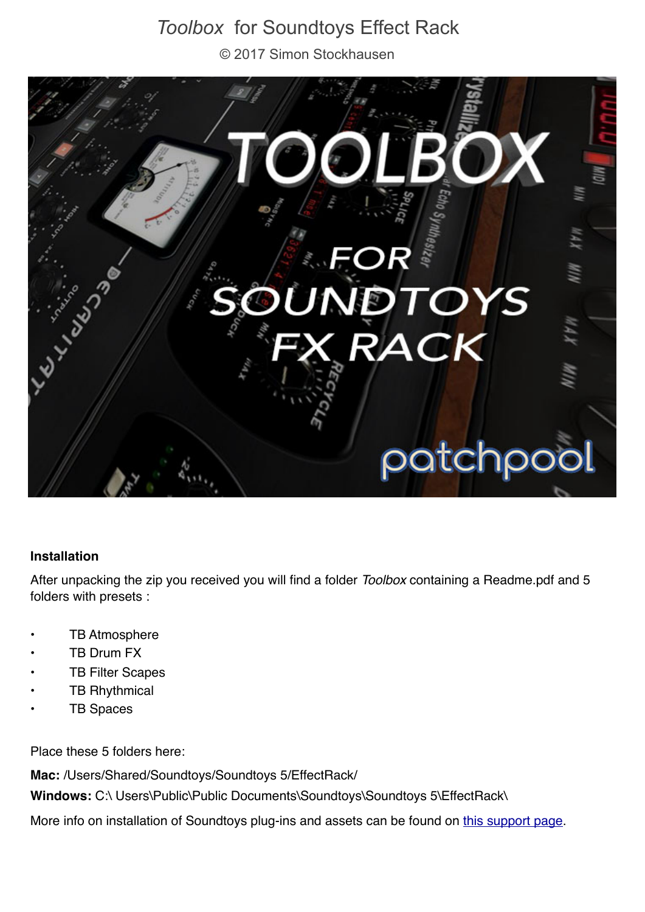# *Toolbox* for Soundtoys Effect Rack

© 2017 Simon Stockhausen

**Installation**

After unpacking the zip you received you will find a folder *Toolbox* containing a Readme.pdf and 5 folders with presets :

- TB Atmosphere
- TB Drum FX
- TB Filter Scapes
- TB Rhythmical
- TB Spaces

Place these 5 folders here:

**Mac:** /Users/Shared/Soundtoys/Soundtoys 5/EffectRack/

**Windows:** C:\ Users\Public\Public Documents\Soundtoys\Soundtoys 5\EffectRack\

More info on installation of Soundtoys plug-ins and assets can be found on this support page.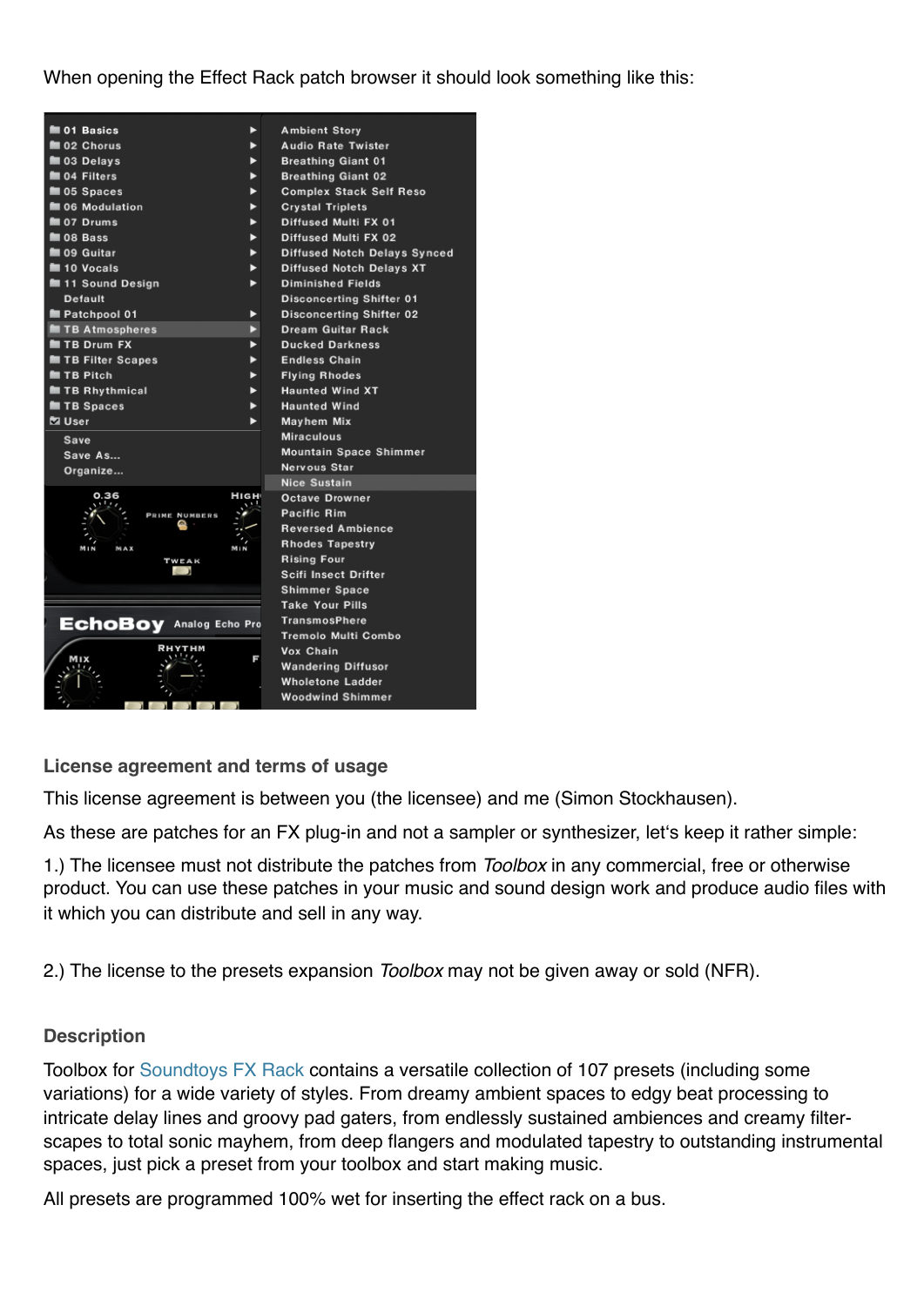When opening the Effect Rack patch browser it should look something like this:

**License agreement and terms of usage**

This license agreement is between you (the licensee) and me (Simon Stockhausen).

As these are patches for an FX plug-in and not a sampler or synthesizer, let's keep it rather simple:

1.) The licensee must not distribute the patches from *Toolbox* in any commercial, free or otherwise product. You can use these patches in your music and sound design work and produce audio files with it which you can distribute and sell in any way.

2.) The license to the presets expansion *Toolbox* may not be given away or sold (NFR).

**Description**

Toolbox for Soundtoys FX Rack contains a versatile collection of 107 presets (including some variations) for a wide variety of styles. From dreamy ambient spaces to edgy beat processing to intricate delay lines and groovy pad gaters, from endlessly sustained ambiences and creamy filter-scapes to total sonic mayhem, from deep flangers and modulated tapestry to outstanding instrumental spaces, just pick a preset from your toolbox and start making music.

All presets are programmed 100% wet for inserting the effect rack on a bus.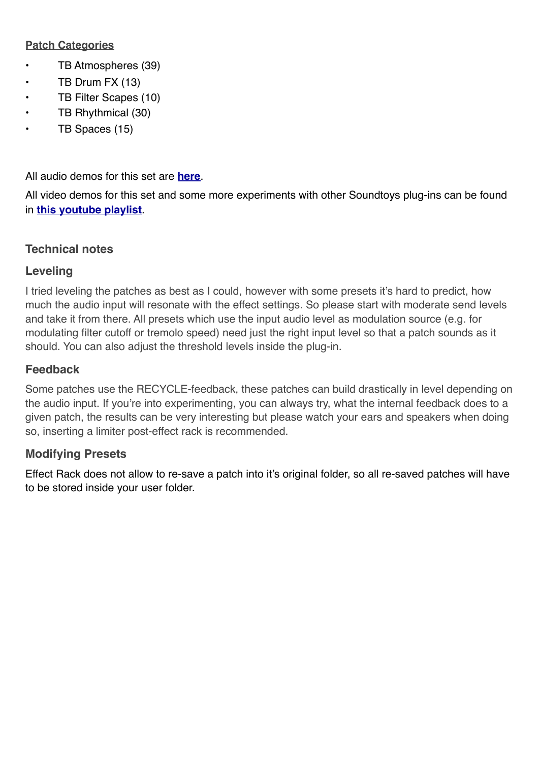**Patch Categories**

- TB Atmospheres (39)
- TB Drum FX (13)
- TB Filter Scapes (10)
- TB Rhythmical (30)
- TB Spaces (15)

All audio demos for this set are **here**.

All video demos for this set and some more experiments with other Soundtoys plug-ins can be found in **this youtube playlist**.

## Technical notes

### Leveling

I tried leveling the patches as best as I could, however with some presets it's hard to predict, how much the audio input will resonate with the effect settings. So please start with moderate send levels and take it from there. All presets which use the input audio level as modulation source (e.g. for modulating filter cutoff or tremolo speed) need just the right input level so that a patch sounds as it should. You can also adjust the threshold levels inside the plug-in.

### Feedback

Some patches use the RECYCLE-feedback, these patches can build drastically in level depending on the audio input. If you're into experimenting, you can always try, what the internal feedback does to a given patch, the results can be very interesting but please watch your ears and speakers when doing so, inserting a limiter post-effect rack is recommended.

### Modifying Presets

Effect Rack does not allow to re-save a patch into it's original folder, so all re-saved patches will have to be stored inside your user folder.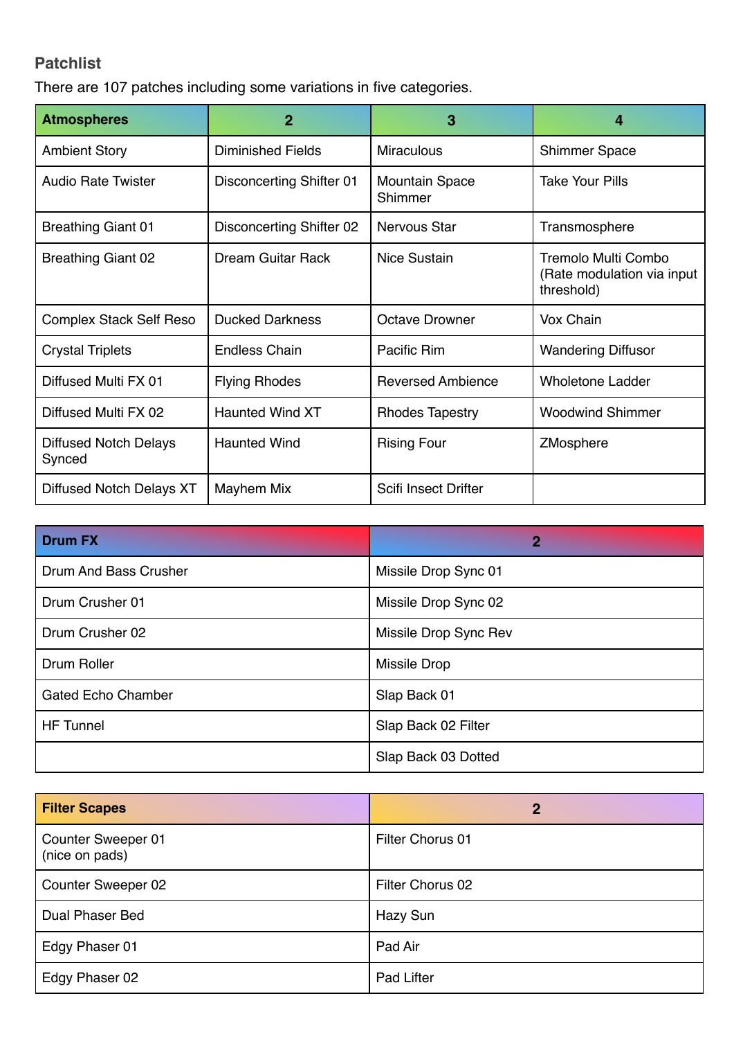### Patchlist

There are 107 patches including some variations in five categories.

| Atmospheres | 2 | 3 | 4 |
|---|---|---|---|
| Ambient Story | Diminished Fields | Miraculous | Shimmer Space |
| Audio Rate Twister | Disconcerting Shifter 01 | Mountain Space Shimmer | Take Your Pills |
| Breathing Giant 01 | Disconcerting Shifter 02 | Nervous Star | Transmosphere |
| Breathing Giant 02 | Dream Guitar Rack | Nice Sustain | Tremolo Multi Combo (Rate modulation via input threshold) |
| Complex Stack Self Reso | Ducked Darkness | Octave Drowner | Vox Chain |
| Crystal Triplets | Endless Chain | Pacific Rim | Wandering Diffusor |
| Diffused Multi FX 01 | Flying Rhodes | Reversed Ambience | Wholetone Ladder |
| Diffused Multi FX 02 | Haunted Wind XT | Rhodes Tapestry | Woodwind Shimmer |
| Diffused Notch Delays Synced | Haunted Wind | Rising Four | ZMosphere |
| Diffused Notch Delays XT | Mayhem Mix | Scifi Insect Drifter | |

| Drum FX | 2 |
|---|---|
| Drum And Bass Crusher | Missile Drop Sync 01 |
| Drum Crusher 01 | Missile Drop Sync 02 |
| Drum Crusher 02 | Missile Drop Sync Rev |
| Drum Roller | Missile Drop |
| Gated Echo Chamber | Slap Back 01 |
| HF Tunnel | Slap Back 02 Filter |
| | Slap Back 03 Dotted |

| Filter Scapes | 2 |
|---|---|
| Counter Sweeper 01 (nice on pads) | Filter Chorus 01 |
| Counter Sweeper 02 | Filter Chorus 02 |
| Dual Phaser Bed | Hazy Sun |
| Edgy Phaser 01 | Pad Air |
| Edgy Phaser 02 | Pad Lifter |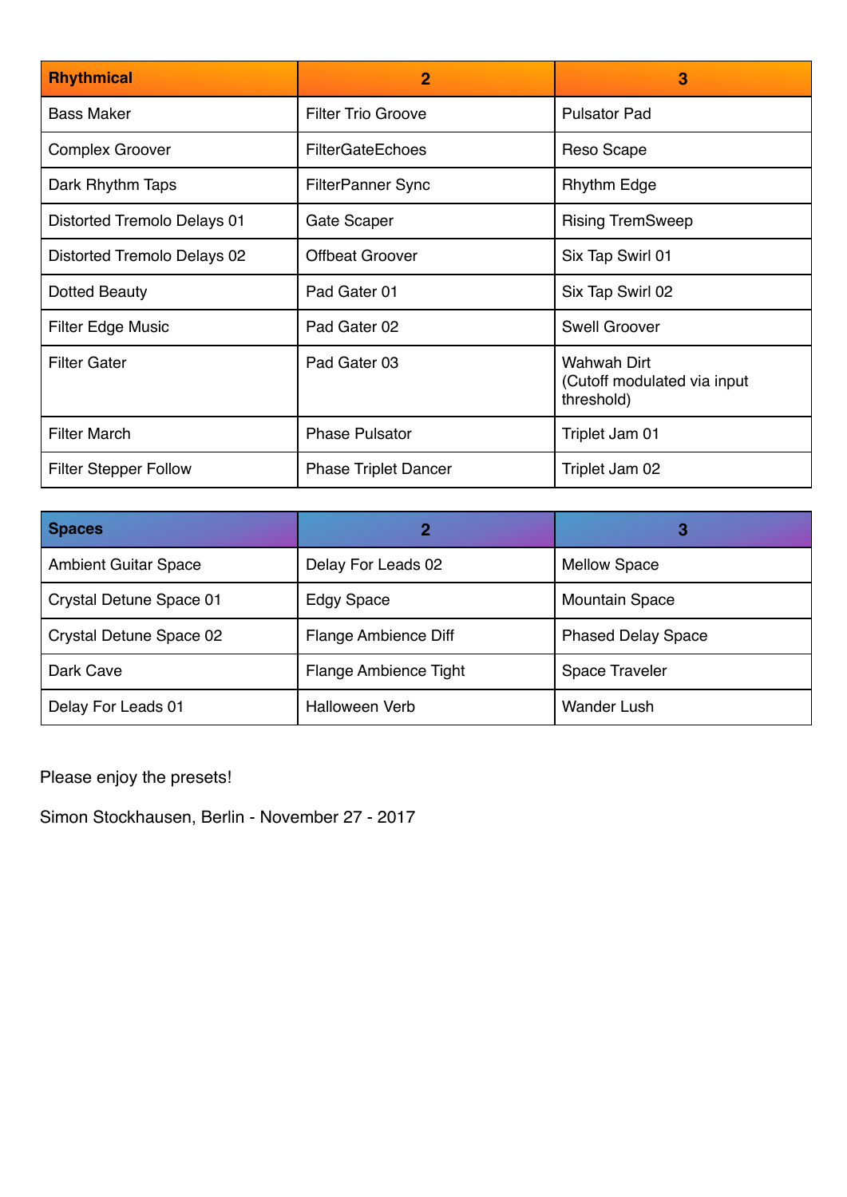| Rhythmical | 2 | 3 |
|---|---|---|
| Bass Maker | Filter Trio Groove | Pulsator Pad |
| Complex Groover | FilterGateEchoes | Reso Scape |
| Dark Rhythm Taps | FilterPanner Sync | Rhythm Edge |
| Distorted Tremolo Delays 01 | Gate Scaper | Rising TremSweep |
| Distorted Tremolo Delays 02 | Offbeat Groover | Six Tap Swirl 01 |
| Dotted Beauty | Pad Gater 01 | Six Tap Swirl 02 |
| Filter Edge Music | Pad Gater 02 | Swell Groover |
| Filter Gater | Pad Gater 03 | Wahwah Dirt (Cutoff modulated via input threshold) |
| Filter March | Phase Pulsator | Triplet Jam 01 |
| Filter Stepper Follow | Phase Triplet Dancer | Triplet Jam 02 |

| Spaces | 2 | 3 |
|---|---|---|
| Ambient Guitar Space | Delay For Leads 02 | Mellow Space |
| Crystal Detune Space 01 | Edgy Space | Mountain Space |
| Crystal Detune Space 02 | Flange Ambience Diff | Phased Delay Space |
| Dark Cave | Flange Ambience Tight | Space Traveler |
| Delay For Leads 01 | Halloween Verb | Wander Lush |

Please enjoy the presets!

Simon Stockhausen, Berlin - November 27 - 2017